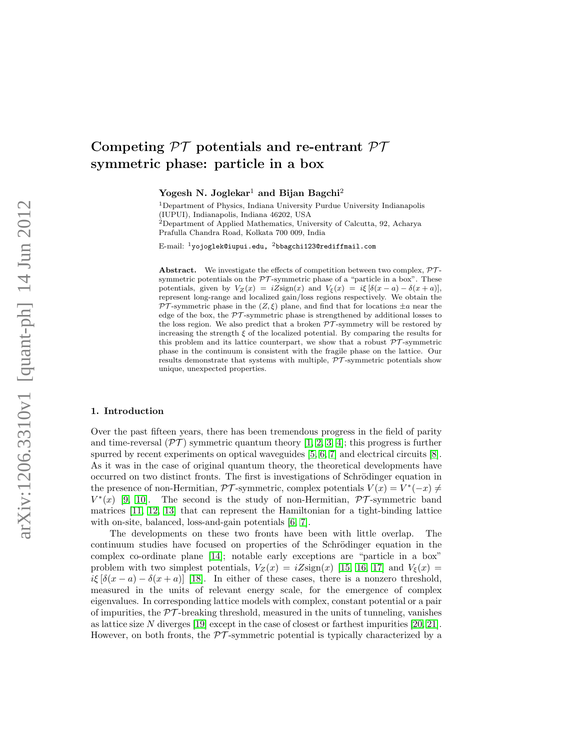# Competing $\mathcal{PT}$ potentials and re-entrant $\mathcal{PT}$ symmetric phase: particle in a box

**Yogesh N. Joglekar**[1] **and Bijan Bagchi**[2]

[1]Department of Physics, Indiana University Purdue University Indianapolis (IUPUI), Indianapolis, Indiana 46202, USA

[2]Department of Applied Mathematics, University of Calcutta, 92, Acharya Prafulla Chandra Road, Kolkata 700 009, India

E-mail: [1]`yojoglek@iupui.edu`, [2]`bbagchi123@rediffmail.com`

**Abstract.** We investigate the effects of competition between two complex, $\mathcal{PT}$-symmetric potentials on the $\mathcal{PT}$-symmetric phase of a "particle in a box". These potentials, given by $V_Z(x) = iZ\text{sign}(x)$ and $V_\xi(x) = i\xi\left[\delta(x-a) - \delta(x+a)\right]$, represent long-range and localized gain/loss regions respectively. We obtain the $\mathcal{PT}$-symmetric phase in the $(Z, \xi)$ plane, and find that for locations $\pm a$ near the edge of the box, the $\mathcal{PT}$-symmetric phase is strengthened by additional losses to the loss region. We also predict that a broken $\mathcal{PT}$-symmetry will be restored by increasing the strength $\xi$ of the localized potential. By comparing the results for this problem and its lattice counterpart, we show that a robust $\mathcal{PT}$-symmetric phase in the continuum is consistent with the fragile phase on the lattice. Our results demonstrate that systems with multiple, $\mathcal{PT}$-symmetric potentials show unique, unexpected properties.

## 1. Introduction

Over the past fifteen years, there has been tremendous progress in the field of parity and time-reversal ($\mathcal{PT}$) symmetric quantum theory [1, 2, 3, 4]; this progress is further spurred by recent experiments on optical waveguides [5, 6, 7] and electrical circuits [8]. As it was in the case of original quantum theory, the theoretical developments have occurred on two distinct fronts. The first is investigations of Schrödinger equation in the presence of non-Hermitian, $\mathcal{PT}$-symmetric, complex potentials $V(x) = V^*(-x) \neq V^*(x)$ [9, 10]. The second is the study of non-Hermitian, $\mathcal{PT}$-symmetric band matrices [11, 12, 13] that can represent the Hamiltonian for a tight-binding lattice with on-site, balanced, loss-and-gain potentials [6, 7].

The developments on these two fronts have been with little overlap. The continuum studies have focused on properties of the Schrödinger equation in the complex co-ordinate plane [14]; notable early exceptions are "particle in a box" problem with two simplest potentials, $V_Z(x) = iZ\text{sign}(x)$ [15, 16, 17] and $V_\xi(x) = i\xi\left[\delta(x-a) - \delta(x+a)\right]$ [18]. In either of these cases, there is a nonzero threshold, measured in the units of relevant energy scale, for the emergence of complex eigenvalues. In corresponding lattice models with complex, constant potential or a pair of impurities, the $\mathcal{PT}$-breaking threshold, measured in the units of tunneling, vanishes as lattice size $N$ diverges [19] except in the case of closest or farthest impurities [20, 21]. However, on both fronts, the $\mathcal{PT}$-symmetric potential is typically characterized by a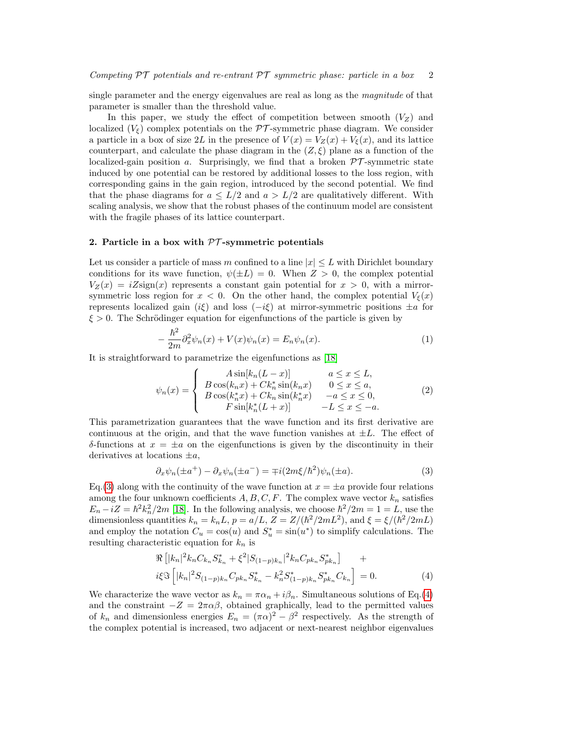single parameter and the energy eigenvalues are real as long as the *magnitude* of that parameter is smaller than the threshold value.

In this paper, we study the effect of competition between smooth ($V_Z$) and localized ($V_\xi$) complex potentials on the $\mathcal{PT}$-symmetric phase diagram. We consider a particle in a box of size $2L$ in the presence of $V(x) = V_Z(x) + V_\xi(x)$, and its lattice counterpart, and calculate the phase diagram in the $(Z, \xi)$ plane as a function of the localized-gain position $a$. Surprisingly, we find that a broken $\mathcal{PT}$-symmetric state induced by one potential can be restored by additional losses to the loss region, with corresponding gains in the gain region, introduced by the second potential. We find that the phase diagrams for $a \leq L/2$ and $a > L/2$ are qualitatively different. With scaling analysis, we show that the robust phases of the continuum model are consistent with the fragile phases of its lattice counterpart.

## 2. Particle in a box with $\mathcal{PT}$-symmetric potentials

Let us consider a particle of mass $m$ confined to a line $|x| \leq L$ with Dirichlet boundary conditions for its wave function, $\psi(\pm L) = 0$. When $Z > 0$, the complex potential $V_Z(x) = iZ\text{sign}(x)$ represents a constant gain potential for $x > 0$, with a mirror-symmetric loss region for $x < 0$. On the other hand, the complex potential $V_\xi(x)$ represents localized gain ($i\xi$) and loss ($-i\xi$) at mirror-symmetric positions $\pm a$ for $\xi > 0$. The Schrödinger equation for eigenfunctions of the particle is given by

$$-\frac{\hbar^2}{2m}\partial_x^2\psi_n(x) + V(x)\psi_n(x) = E_n\psi_n(x). \tag{1}$$

It is straightforward to parametrize the eigenfunctions as [18]

$$\psi_n(x) = \begin{cases} A\sin[k_n(L-x)] & a \leq x \leq L, \\ B\cos(k_n x) + Ck_n^*\sin(k_n x) & 0 \leq x \leq a, \\ B\cos(k_n^* x) + Ck_n\sin(k_n^* x) & -a \leq x \leq 0, \\ F\sin[k_n^*(L+x)] & -L \leq x \leq -a. \end{cases} \tag{2}$$

This parametrization guarantees that the wave function and its first derivative are continuous at the origin, and that the wave function vanishes at $\pm L$. The effect of $\delta$-functions at $x = \pm a$ on the eigenfunctions is given by the discontinuity in their derivatives at locations $\pm a$,

$$\partial_x\psi_n(\pm a^+) - \partial_x\psi_n(\pm a^-) = \mp i(2m\xi/\hbar^2)\psi_n(\pm a). \tag{3}$$

Eq.(3) along with the continuity of the wave function at $x = \pm a$ provide four relations among the four unknown coefficients $A, B, C, F$. The complex wave vector $k_n$ satisfies $E_n - iZ = \hbar^2 k_n^2/2m$ [18]. In the following analysis, we choose $\hbar^2/2m = 1 = L$, use the dimensionless quantities $k_n = k_n L$, $p = a/L$, $Z = Z/(\hbar^2/2mL^2)$, and $\xi = \xi/(\hbar^2/2mL)$ and employ the notation $C_u = \cos(u)$ and $S_u^* = \sin(u^*)$ to simplify calculations. The resulting characteristic equation for $k_n$ is

$$\begin{aligned} &\Re\left[|k_n|^2 k_n C_{k_n} S^*_{k_n} + \xi^2 |S_{(1-p)k_n}|^2 k_n C_{pk_n} S^*_{pk_n}\right] \quad + \\ &i\xi\Im\left[|k_n|^2 S_{(1-p)k_n} C_{pk_n} S^*_{k_n} - k_n^2 S^*_{(1-p)k_n} S^*_{pk_n} C_{k_n}\right] = 0. \end{aligned} \tag{4}$$

We characterize the wave vector as $k_n = \pi\alpha_n + i\beta_n$. Simultaneous solutions of Eq.(4) and the constraint $-Z = 2\pi\alpha\beta$, obtained graphically, lead to the permitted values of $k_n$ and dimensionless energies $E_n = (\pi\alpha)^2 - \beta^2$ respectively. As the strength of the complex potential is increased, two adjacent or next-nearest neighbor eigenvalues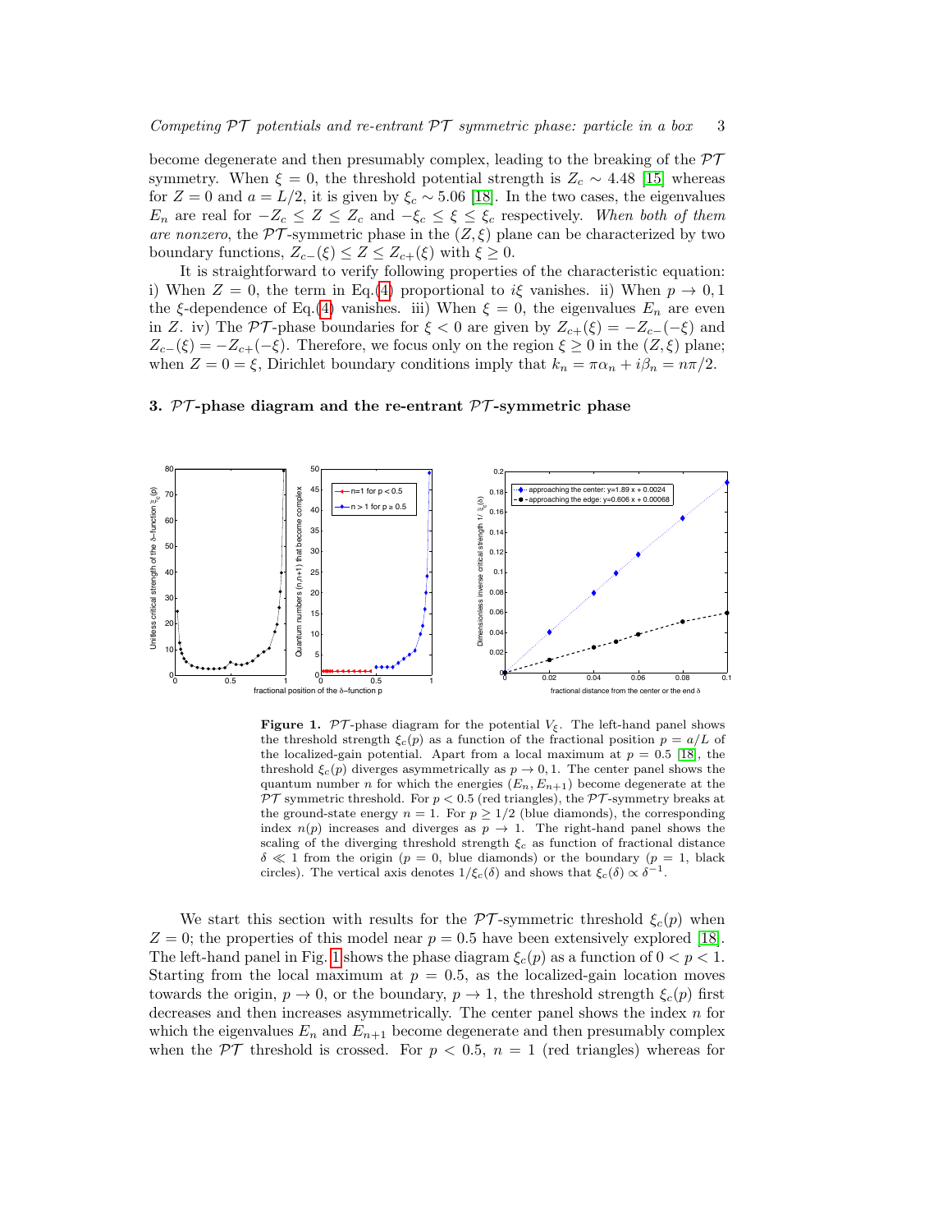become degenerate and then presumably complex, leading to the breaking of the $\mathcal{PT}$ symmetry. When $\xi = 0$, the threshold potential strength is $Z_c \sim 4.48$ [15] whereas for $Z = 0$ and $a = L/2$, it is given by $\xi_c \sim 5.06$ [18]. In the two cases, the eigenvalues $E_n$ are real for $-Z_c \leq Z \leq Z_c$ and $-\xi_c \leq \xi \leq \xi_c$ respectively. *When both of them are nonzero*, the $\mathcal{PT}$-symmetric phase in the $(Z, \xi)$ plane can be characterized by two boundary functions, $Z_{c-}(\xi) \leq Z \leq Z_{c+}(\xi)$ with $\xi \geq 0$.

It is straightforward to verify following properties of the characteristic equation: i) When $Z = 0$, the term in Eq.(4) proportional to $i\xi$ vanishes. ii) When $p \to 0, 1$ the $\xi$-dependence of Eq.(4) vanishes. iii) When $\xi = 0$, the eigenvalues $E_n$ are even in $Z$. iv) The $\mathcal{PT}$-phase boundaries for $\xi < 0$ are given by $Z_{c+}(\xi) = -Z_{c-}(-\xi)$ and $Z_{c-}(\xi) = -Z_{c+}(-\xi)$. Therefore, we focus only on the region $\xi \geq 0$ in the $(Z, \xi)$ plane; when $Z = 0 = \xi$, Dirichlet boundary conditions imply that $k_n = \pi\alpha_n + i\beta_n = n\pi/2$.

## 3. $\mathcal{PT}$-phase diagram and the re-entrant $\mathcal{PT}$-symmetric phase

**Figure 1.** $\mathcal{PT}$-phase diagram for the potential $V_\xi$. The left-hand panel shows the threshold strength $\xi_c(p)$ as a function of the fractional position $p = a/L$ of the localized-gain potential. Apart from a local maximum at $p = 0.5$ [18], the threshold $\xi_c(p)$ diverges asymmetrically as $p \to 0, 1$. The center panel shows the quantum number $n$ for which the energies $(E_n, E_{n+1})$ become degenerate at the $\mathcal{PT}$ symmetric threshold. For $p < 0.5$ (red triangles), the $\mathcal{PT}$-symmetry breaks at the ground-state energy $n = 1$. For $p \geq 1/2$ (blue diamonds), the corresponding index $n(p)$ increases and diverges as $p \to 1$. The right-hand panel shows the scaling of the diverging threshold strength $\xi_c$ as function of fractional distance $\delta \ll 1$ from the origin ($p = 0$, blue diamonds) or the boundary ($p = 1$, black circles). The vertical axis denotes $1/\xi_c(\delta)$ and shows that $\xi_c(\delta) \propto \delta^{-1}$.

We start this section with results for the $\mathcal{PT}$-symmetric threshold $\xi_c(p)$ when $Z = 0$; the properties of this model near $p = 0.5$ have been extensively explored [18]. The left-hand panel in Fig. 1 shows the phase diagram $\xi_c(p)$ as a function of $0 < p < 1$. Starting from the local maximum at $p = 0.5$, as the localized-gain location moves towards the origin, $p \to 0$, or the boundary, $p \to 1$, the threshold strength $\xi_c(p)$ first decreases and then increases asymmetrically. The center panel shows the index $n$ for which the eigenvalues $E_n$ and $E_{n+1}$ become degenerate and then presumably complex when the $\mathcal{PT}$ threshold is crossed. For $p < 0.5$, $n = 1$ (red triangles) whereas for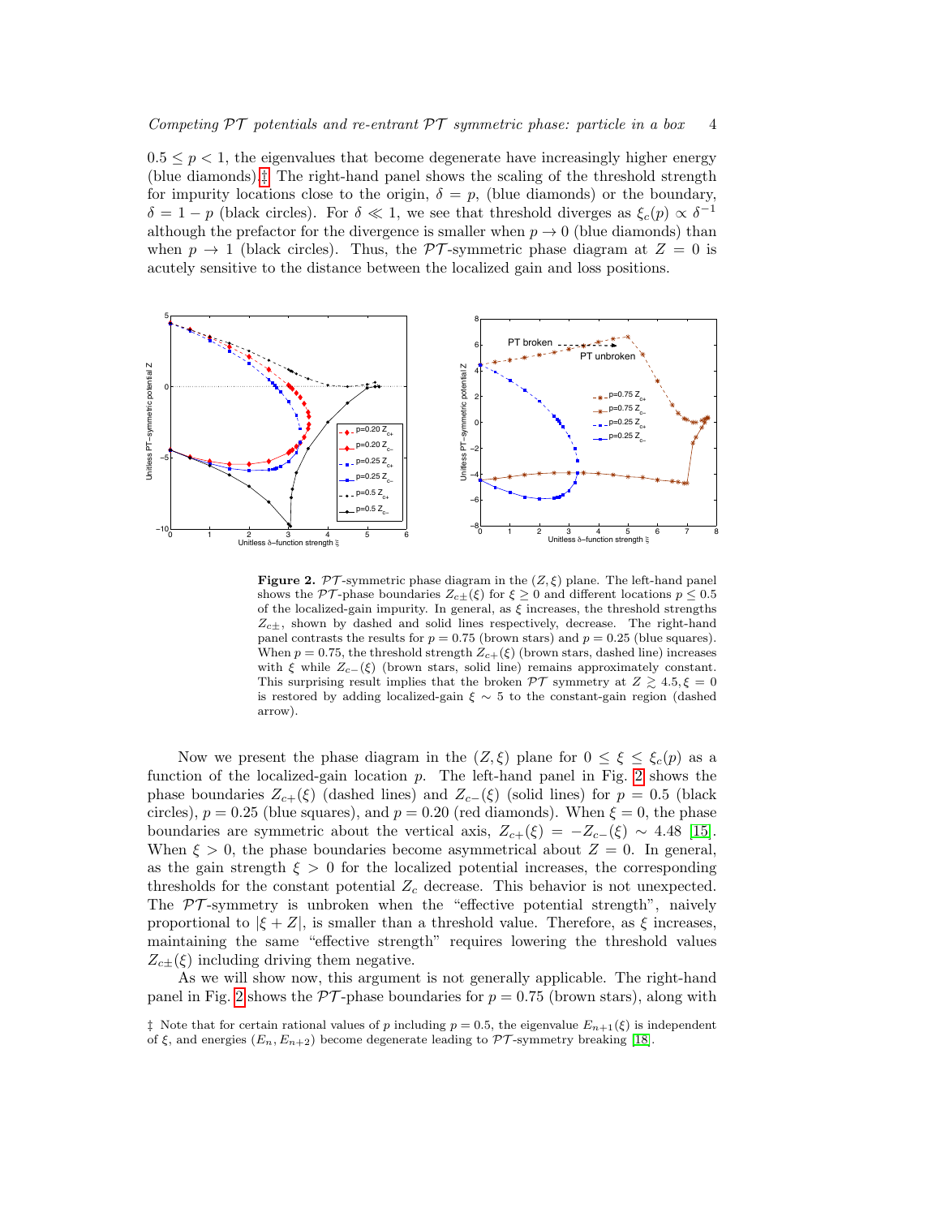$0.5 \le p < 1$, the eigenvalues that become degenerate have increasingly higher energy (blue diamonds).‡ The right-hand panel shows the scaling of the threshold strength for impurity locations close to the origin, $\delta = p$, (blue diamonds) or the boundary, $\delta = 1 - p$ (black circles). For $\delta \ll 1$, we see that threshold diverges as $\xi_c(p) \propto \delta^{-1}$ although the prefactor for the divergence is smaller when $p \to 0$ (blue diamonds) than when $p \to 1$ (black circles). Thus, the $\mathcal{PT}$-symmetric phase diagram at $Z = 0$ is acutely sensitive to the distance between the localized gain and loss positions.

**Figure 2.** $\mathcal{PT}$-symmetric phase diagram in the $(Z, \xi)$ plane. The left-hand panel shows the $\mathcal{PT}$-phase boundaries $Z_{c\pm}(\xi)$ for $\xi \ge 0$ and different locations $p \le 0.5$ of the localized-gain impurity. In general, as $\xi$ increases, the threshold strengths $Z_{c\pm}$, shown by dashed and solid lines respectively, decrease. The right-hand panel contrasts the results for $p = 0.75$ (brown stars) and $p = 0.25$ (blue squares). When $p = 0.75$, the threshold strength $Z_{c+}(\xi)$ (brown stars, dashed line) increases with $\xi$ while $Z_{c-}(\xi)$ (brown stars, solid line) remains approximately constant. This surprising result implies that the broken $\mathcal{PT}$ symmetry at $Z \gtrsim 4.5, \xi = 0$ is restored by adding localized-gain $\xi \sim 5$ to the constant-gain region (dashed arrow).

Now we present the phase diagram in the $(Z, \xi)$ plane for $0 \le \xi \le \xi_c(p)$ as a function of the localized-gain location $p$. The left-hand panel in Fig. 2 shows the phase boundaries $Z_{c+}(\xi)$ (dashed lines) and $Z_{c-}(\xi)$ (solid lines) for $p = 0.5$ (black circles), $p = 0.25$ (blue squares), and $p = 0.20$ (red diamonds). When $\xi = 0$, the phase boundaries are symmetric about the vertical axis, $Z_{c+}(\xi) = -Z_{c-}(\xi) \sim 4.48$ [15]. When $\xi > 0$, the phase boundaries become asymmetrical about $Z = 0$. In general, as the gain strength $\xi > 0$ for the localized potential increases, the corresponding thresholds for the constant potential $Z_c$ decrease. This behavior is not unexpected. The $\mathcal{PT}$-symmetry is unbroken when the "effective potential strength", naively proportional to $|\xi + Z|$, is smaller than a threshold value. Therefore, as $\xi$ increases, maintaining the same "effective strength" requires lowering the threshold values $Z_{c\pm}(\xi)$ including driving them negative.

As we will show now, this argument is not generally applicable. The right-hand panel in Fig. 2 shows the $\mathcal{PT}$-phase boundaries for $p = 0.75$ (brown stars), along with

‡ Note that for certain rational values of $p$ including $p = 0.5$, the eigenvalue $E_{n+1}(\xi)$ is independent of $\xi$, and energies $(E_n, E_{n+2})$ become degenerate leading to $\mathcal{PT}$-symmetry breaking [18].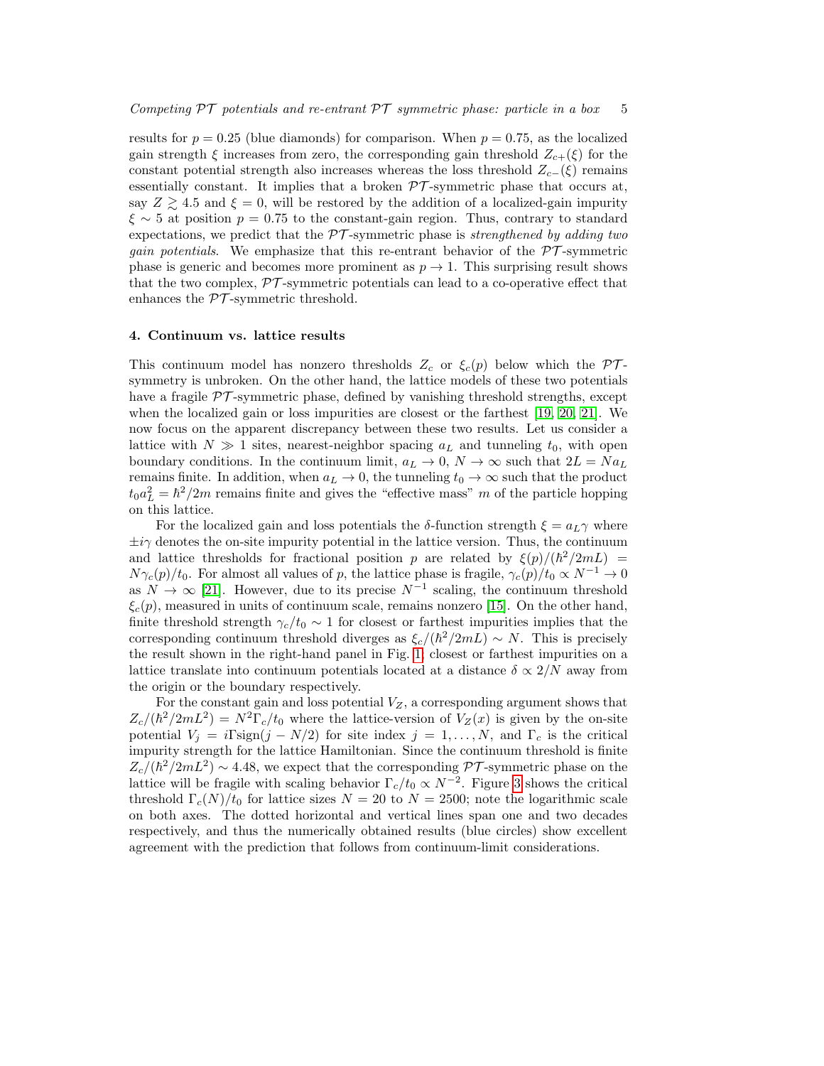results for $p = 0.25$ (blue diamonds) for comparison. When $p = 0.75$, as the localized gain strength $\xi$ increases from zero, the corresponding gain threshold $Z_{c+}(\xi)$ for the constant potential strength also increases whereas the loss threshold $Z_{c-}(\xi)$ remains essentially constant. It implies that a broken $\mathcal{PT}$-symmetric phase that occurs at, say $Z \gtrsim 4.5$ and $\xi = 0$, will be restored by the addition of a localized-gain impurity $\xi \sim 5$ at position $p = 0.75$ to the constant-gain region. Thus, contrary to standard expectations, we predict that the $\mathcal{PT}$-symmetric phase is *strengthened by adding two gain potentials*. We emphasize that this re-entrant behavior of the $\mathcal{PT}$-symmetric phase is generic and becomes more prominent as $p \to 1$. This surprising result shows that the two complex, $\mathcal{PT}$-symmetric potentials can lead to a co-operative effect that enhances the $\mathcal{PT}$-symmetric threshold.

## 4. Continuum vs. lattice results

This continuum model has nonzero thresholds $Z_c$ or $\xi_c(p)$ below which the $\mathcal{PT}$-symmetry is unbroken. On the other hand, the lattice models of these two potentials have a fragile $\mathcal{PT}$-symmetric phase, defined by vanishing threshold strengths, except when the localized gain or loss impurities are closest or the farthest [19, 20, 21]. We now focus on the apparent discrepancy between these two results. Let us consider a lattice with $N \gg 1$ sites, nearest-neighbor spacing $a_L$ and tunneling $t_0$, with open boundary conditions. In the continuum limit, $a_L \to 0$, $N \to \infty$ such that $2L = Na_L$ remains finite. In addition, when $a_L \to 0$, the tunneling $t_0 \to \infty$ such that the product $t_0 a_L^2 = \hbar^2/2m$ remains finite and gives the "effective mass" $m$ of the particle hopping on this lattice.

For the localized gain and loss potentials the $\delta$-function strength $\xi = a_L\gamma$ where $\pm i\gamma$ denotes the on-site impurity potential in the lattice version. Thus, the continuum and lattice thresholds for fractional position $p$ are related by $\xi(p)/(\hbar^2/2mL) = N\gamma_c(p)/t_0$. For almost all values of $p$, the lattice phase is fragile, $\gamma_c(p)/t_0 \propto N^{-1} \to 0$ as $N \to \infty$ [21]. However, due to its precise $N^{-1}$ scaling, the continuum threshold $\xi_c(p)$, measured in units of continuum scale, remains nonzero [15]. On the other hand, finite threshold strength $\gamma_c/t_0 \sim 1$ for closest or farthest impurities implies that the corresponding continuum threshold diverges as $\xi_c/(\hbar^2/2mL) \sim N$. This is precisely the result shown in the right-hand panel in Fig. 1: closest or farthest impurities on a lattice translate into continuum potentials located at a distance $\delta \propto 2/N$ away from the origin or the boundary respectively.

For the constant gain and loss potential $V_Z$, a corresponding argument shows that $Z_c/(\hbar^2/2mL^2) = N^2\Gamma_c/t_0$ where the lattice-version of $V_Z(x)$ is given by the on-site potential $V_j = i\Gamma\,\mathrm{sign}(j - N/2)$ for site index $j = 1, \ldots, N$, and $\Gamma_c$ is the critical impurity strength for the lattice Hamiltonian. Since the continuum threshold is finite $Z_c/(\hbar^2/2mL^2) \sim 4.48$, we expect that the corresponding $\mathcal{PT}$-symmetric phase on the lattice will be fragile with scaling behavior $\Gamma_c/t_0 \propto N^{-2}$. Figure 3 shows the critical threshold $\Gamma_c(N)/t_0$ for lattice sizes $N = 20$ to $N = 2500$; note the logarithmic scale on both axes. The dotted horizontal and vertical lines span one and two decades respectively, and thus the numerically obtained results (blue circles) show excellent agreement with the prediction that follows from continuum-limit considerations.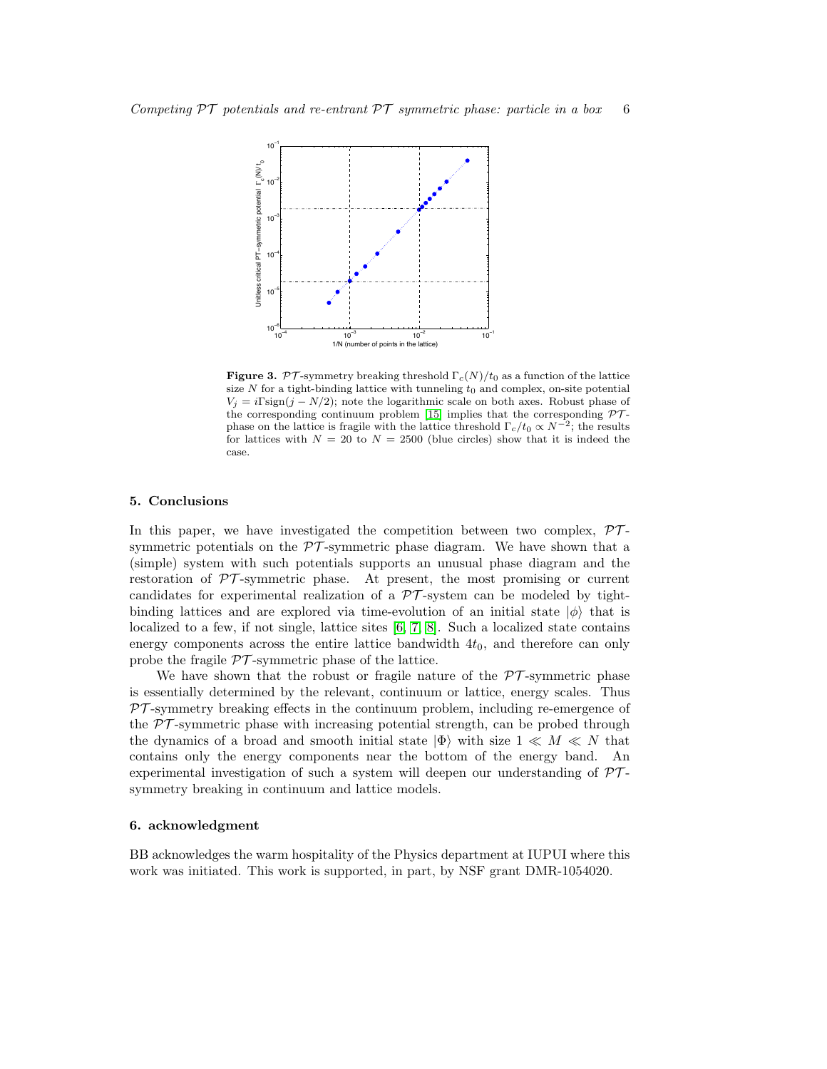**Figure 3.** $\mathcal{PT}$-symmetry breaking threshold $\Gamma_c(N)/t_0$ as a function of the lattice size $N$ for a tight-binding lattice with tunneling $t_0$ and complex, on-site potential $V_j = i\Gamma \text{sign}(j - N/2)$; note the logarithmic scale on both axes. Robust phase of the corresponding continuum problem [15] implies that the corresponding $\mathcal{PT}$-phase on the lattice is fragile with the lattice threshold $\Gamma_c/t_0 \propto N^{-2}$; the results for lattices with $N = 20$ to $N = 2500$ (blue circles) show that it is indeed the case.

## 5. Conclusions

In this paper, we have investigated the competition between two complex, $\mathcal{PT}$-symmetric potentials on the $\mathcal{PT}$-symmetric phase diagram. We have shown that a (simple) system with such potentials supports an unusual phase diagram and the restoration of $\mathcal{PT}$-symmetric phase. At present, the most promising or current candidates for experimental realization of a $\mathcal{PT}$-system can be modeled by tight-binding lattices and are explored via time-evolution of an initial state $|\phi\rangle$ that is localized to a few, if not single, lattice sites [6, 7, 8]. Such a localized state contains energy components across the entire lattice bandwidth $4t_0$, and therefore can only probe the fragile $\mathcal{PT}$-symmetric phase of the lattice.

We have shown that the robust or fragile nature of the $\mathcal{PT}$-symmetric phase is essentially determined by the relevant, continuum or lattice, energy scales. Thus $\mathcal{PT}$-symmetry breaking effects in the continuum problem, including re-emergence of the $\mathcal{PT}$-symmetric phase with increasing potential strength, can be probed through the dynamics of a broad and smooth initial state $|\Phi\rangle$ with size $1 \ll M \ll N$ that contains only the energy components near the bottom of the energy band. An experimental investigation of such a system will deepen our understanding of $\mathcal{PT}$-symmetry breaking in continuum and lattice models.

## 6. acknowledgment

BB acknowledges the warm hospitality of the Physics department at IUPUI where this work was initiated. This work is supported, in part, by NSF grant DMR-1054020.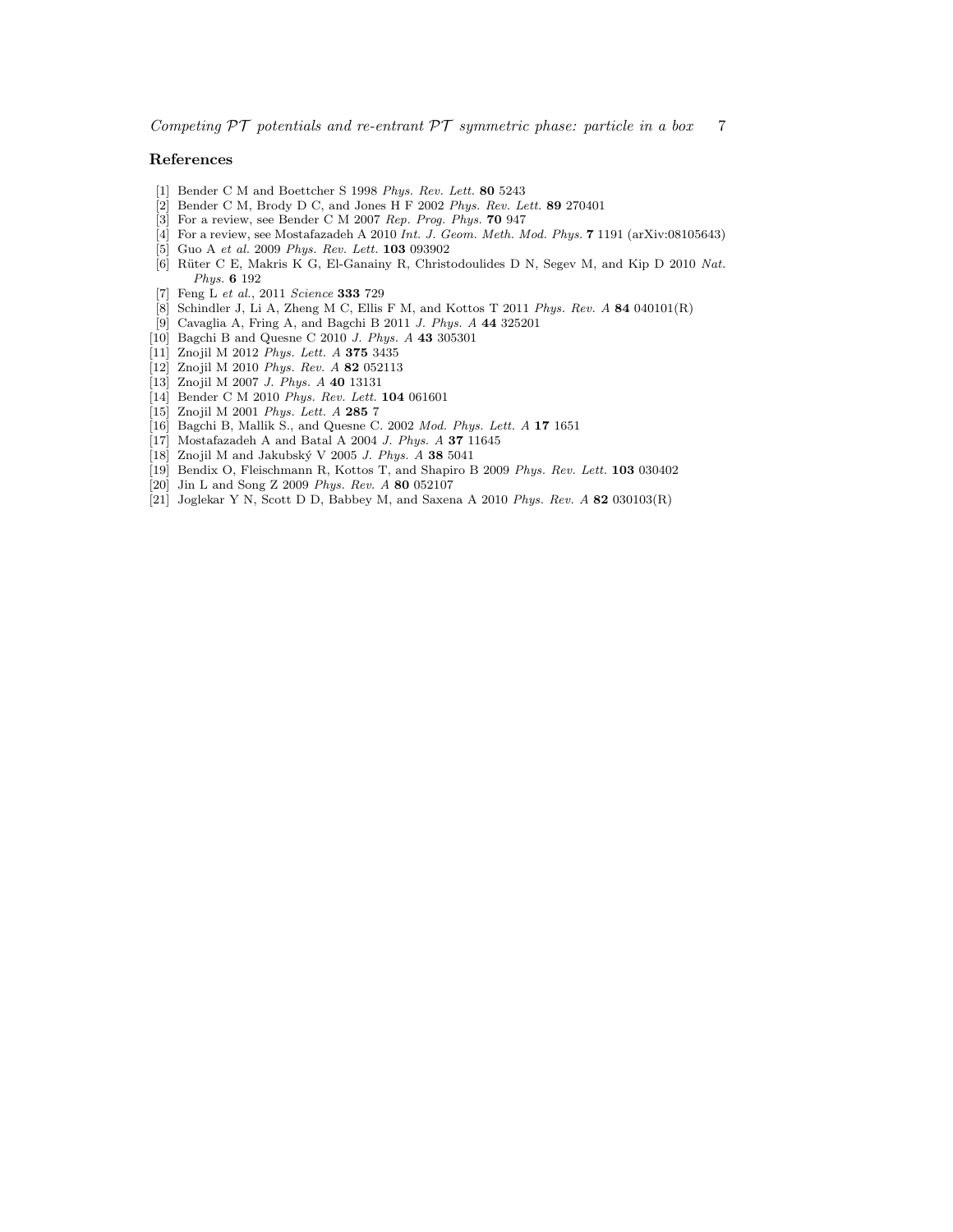## References

[1] Bender C M and Boettcher S 1998 *Phys. Rev. Lett.* **80** 5243
[2] Bender C M, Brody D C, and Jones H F 2002 *Phys. Rev. Lett.* **89** 270401
[3] For a review, see Bender C M 2007 *Rep. Prog. Phys.* **70** 947
[4] For a review, see Mostafazadeh A 2010 *Int. J. Geom. Meth. Mod. Phys.* **7** 1191 (arXiv:08105643)
[5] Guo A *et al.* 2009 *Phys. Rev. Lett.* **103** 093902
[6] Rüter C E, Makris K G, El-Ganainy R, Christodoulides D N, Segev M, and Kip D 2010 *Nat. Phys.* **6** 192
[7] Feng L *et al.*, 2011 *Science* **333** 729
[8] Schindler J, Li A, Zheng M C, Ellis F M, and Kottos T 2011 *Phys. Rev. A* **84** 040101(R)
[9] Cavaglia A, Fring A, and Bagchi B 2011 *J. Phys. A* **44** 325201
[10] Bagchi B and Quesne C 2010 *J. Phys. A* **43** 305301
[11] Znojil M 2012 *Phys. Lett. A* **375** 3435
[12] Znojil M 2010 *Phys. Rev. A* **82** 052113
[13] Znojil M 2007 *J. Phys. A* **40** 13131
[14] Bender C M 2010 *Phys. Rev. Lett.* **104** 061601
[15] Znojil M 2001 *Phys. Lett. A* **285** 7
[16] Bagchi B, Mallik S., and Quesne C. 2002 *Mod. Phys. Lett. A* **17** 1651
[17] Mostafazadeh A and Batal A 2004 *J. Phys. A* **37** 11645
[18] Znojil M and Jakubský V 2005 *J. Phys. A* **38** 5041
[19] Bendix O, Fleischmann R, Kottos T, and Shapiro B 2009 *Phys. Rev. Lett.* **103** 030402
[20] Jin L and Song Z 2009 *Phys. Rev. A* **80** 052107
[21] Joglekar Y N, Scott D D, Babbey M, and Saxena A 2010 *Phys. Rev. A* **82** 030103(R)